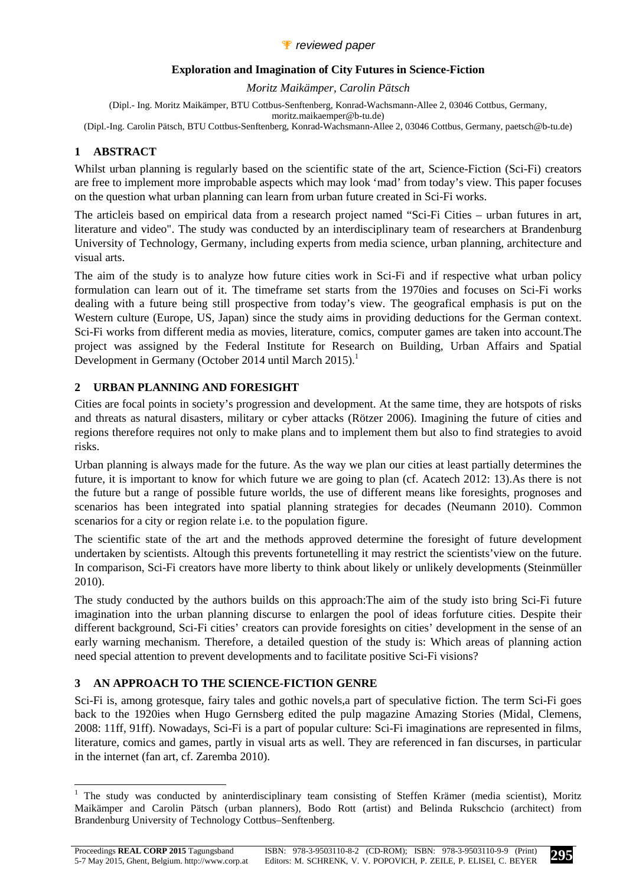*reviewed paper*

# Exploration and Imagination of City Futures in Science-Fiction

*Moritz Maikämper, Carolin Pätsch*

(Dipl.- Ing. Moritz Maikämper, BTU Cottbus-Senftenberg, Konrad-Wachsmann-Allee 2, 03046 Cottbus, Germany, moritz.maikaemper@b-tu.de)

(Dipl.-Ing. Carolin Pätsch, BTU Cottbus-Senftenberg, Konrad-Wachsmann-Allee 2, 03046 Cottbus, Germany, paetsch@b-tu.de)

## 1 ABSTRACT

Whilst urban planning is regularly based on the scientific state of the art, Science-Fiction (Sci-Fi) creators are free to implement more improbable aspects which may look 'mad' from today's view. This paper focuses on the question what urban planning can learn from urban future created in Sci-Fi works.

The articleis based on empirical data from a research project named "Sci-Fi Cities – urban futures in art, literature and video". The study was conducted by an interdisciplinary team of researchers at Brandenburg University of Technology, Germany, including experts from media science, urban planning, architecture and visual arts.

The aim of the study is to analyze how future cities work in Sci-Fi and if respective what urban policy formulation can learn out of it. The timeframe set starts from the 1970ies and focuses on Sci-Fi works dealing with a future being still prospective from today's view. The geografical emphasis is put on the Western culture (Europe, US, Japan) since the study aims in providing deductions for the German context. Sci-Fi works from different media as movies, literature, comics, computer games are taken into account.The project was assigned by the Federal Institute for Research on Building, Urban Affairs and Spatial Development in Germany (October 2014 until March 2015).[1]

## 2 URBAN PLANNING AND FORESIGHT

Cities are focal points in society's progression and development. At the same time, they are hotspots of risks and threats as natural disasters, military or cyber attacks (Rötzer 2006). Imagining the future of cities and regions therefore requires not only to make plans and to implement them but also to find strategies to avoid risks.

Urban planning is always made for the future. As the way we plan our cities at least partially determines the future, it is important to know for which future we are going to plan (cf. Acatech 2012: 13).As there is not the future but a range of possible future worlds, the use of different means like foresights, prognoses and scenarios has been integrated into spatial planning strategies for decades (Neumann 2010). Common scenarios for a city or region relate i.e. to the population figure.

The scientific state of the art and the methods approved determine the foresight of future development undertaken by scientists. Altough this prevents fortunetelling it may restrict the scientists'view on the future. In comparison, Sci-Fi creators have more liberty to think about likely or unlikely developments (Steinmüller 2010).

The study conducted by the authors builds on this approach:The aim of the study isto bring Sci-Fi future imagination into the urban planning discurse to enlargen the pool of ideas forfuture cities. Despite their different background, Sci-Fi cities' creators can provide foresights on cities' development in the sense of an early warning mechanism. Therefore, a detailed question of the study is: Which areas of planning action need special attention to prevent developments and to facilitate positive Sci-Fi visions?

## 3 AN APPROACH TO THE SCIENCE-FICTION GENRE

Sci-Fi is, among grotesque, fairy tales and gothic novels,a part of speculative fiction. The term Sci-Fi goes back to the 1920ies when Hugo Gernsberg edited the pulp magazine Amazing Stories (Midal, Clemens, 2008: 11ff, 91ff). Nowadays, Sci-Fi is a part of popular culture: Sci-Fi imaginations are represented in films, literature, comics and games, partly in visual arts as well. They are referenced in fan discurses, in particular in the internet (fan art, cf. Zaremba 2010).

---

[1] The study was conducted by aninterdisciplinary team consisting of Steffen Krämer (media scientist), Moritz Maikämper and Carolin Pätsch (urban planners), Bodo Rott (artist) and Belinda Rukschcio (architect) from Brandenburg University of Technology Cottbus–Senftenberg.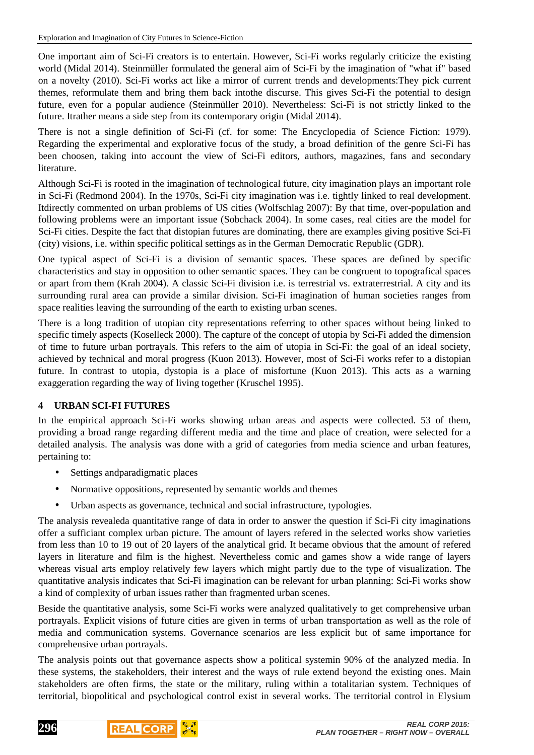One important aim of Sci-Fi creators is to entertain. However, Sci-Fi works regularly criticize the existing world (Midal 2014). Steinmüller formulated the general aim of Sci-Fi by the imagination of "what if" based on a novelty (2010). Sci-Fi works act like a mirror of current trends and developments:They pick current themes, reformulate them and bring them back intothe discurse. This gives Sci-Fi the potential to design future, even for a popular audience (Steinmüller 2010). Nevertheless: Sci-Fi is not strictly linked to the future. Itrather means a side step from its contemporary origin (Midal 2014).

There is not a single definition of Sci-Fi (cf. for some: The Encyclopedia of Science Fiction: 1979). Regarding the experimental and explorative focus of the study, a broad definition of the genre Sci-Fi has been choosen, taking into account the view of Sci-Fi editors, authors, magazines, fans and secondary literature.

Although Sci-Fi is rooted in the imagination of technological future, city imagination plays an important role in Sci-Fi (Redmond 2004). In the 1970s, Sci-Fi city imagination was i.e. tightly linked to real development. Itdirectly commented on urban problems of US cities (Wolfschlag 2007): By that time, over-population and following problems were an important issue (Sobchack 2004). In some cases, real cities are the model for Sci-Fi cities. Despite the fact that distopian futures are dominating, there are examples giving positive Sci-Fi (city) visions, i.e. within specific political settings as in the German Democratic Republic (GDR).

One typical aspect of Sci-Fi is a division of semantic spaces. These spaces are defined by specific characteristics and stay in opposition to other semantic spaces. They can be congruent to topografical spaces or apart from them (Krah 2004). A classic Sci-Fi division i.e. is terrestrial vs. extraterrestrial. A city and its surrounding rural area can provide a similar division. Sci-Fi imagination of human societies ranges from space realities leaving the surrounding of the earth to existing urban scenes.

There is a long tradition of utopian city representations referring to other spaces without being linked to specific timely aspects (Koselleck 2000). The capture of the concept of utopia by Sci-Fi added the dimension of time to future urban portrayals. This refers to the aim of utopia in Sci-Fi: the goal of an ideal society, achieved by technical and moral progress (Kuon 2013). However, most of Sci-Fi works refer to a distopian future. In contrast to utopia, dystopia is a place of misfortune (Kuon 2013). This acts as a warning exaggeration regarding the way of living together (Kruschel 1995).

## 4 URBAN SCI-FI FUTURES

In the empirical approach Sci-Fi works showing urban areas and aspects were collected. 53 of them, providing a broad range regarding different media and the time and place of creation, were selected for a detailed analysis. The analysis was done with a grid of categories from media science and urban features, pertaining to:

- Settings andparadigmatic places
- Normative oppositions, represented by semantic worlds and themes
- Urban aspects as governance, technical and social infrastructure, typologies.

The analysis revealeda quantitative range of data in order to answer the question if Sci-Fi city imaginations offer a sufficiant complex urban picture. The amount of layers refered in the selected works show varieties from less than 10 to 19 out of 20 layers of the analytical grid. It became obvious that the amount of refered layers in literature and film is the highest. Nevertheless comic and games show a wide range of layers whereas visual arts employ relatively few layers which might partly due to the type of visualization. The quantitative analysis indicates that Sci-Fi imagination can be relevant for urban planning: Sci-Fi works show a kind of complexity of urban issues rather than fragmented urban scenes.

Beside the quantitative analysis, some Sci-Fi works were analyzed qualitatively to get comprehensive urban portrayals. Explicit visions of future cities are given in terms of urban transportation as well as the role of media and communication systems. Governance scenarios are less explicit but of same importance for comprehensive urban portrayals.

The analysis points out that governance aspects show a political systemin 90% of the analyzed media. In these systems, the stakeholders, their interest and the ways of rule extend beyond the existing ones. Main stakeholders are often firms, the state or the military, ruling within a totalitarian system. Techniques of territorial, biopolitical and psychological control exist in several works. The territorial control in Elysium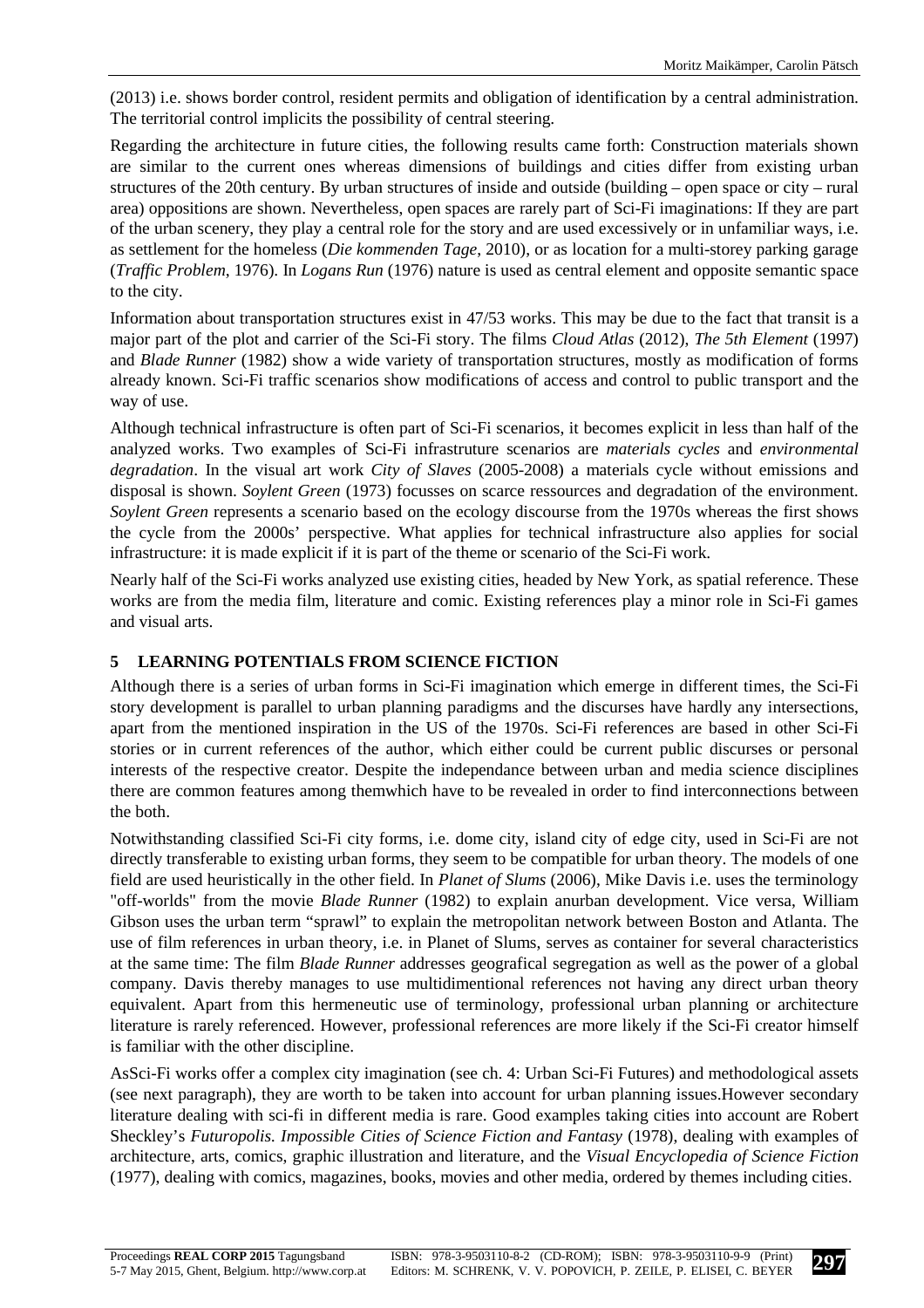(2013) i.e. shows border control, resident permits and obligation of identification by a central administration. The territorial control implicits the possibility of central steering.

Regarding the architecture in future cities, the following results came forth: Construction materials shown are similar to the current ones whereas dimensions of buildings and cities differ from existing urban structures of the 20th century. By urban structures of inside and outside (building – open space or city – rural area) oppositions are shown. Nevertheless, open spaces are rarely part of Sci-Fi imaginations: If they are part of the urban scenery, they play a central role for the story and are used excessively or in unfamiliar ways, i.e. as settlement for the homeless (*Die kommenden Tage*, 2010), or as location for a multi-storey parking garage (*Traffic Problem*, 1976). In *Logans Run* (1976) nature is used as central element and opposite semantic space to the city.

Information about transportation structures exist in 47/53 works. This may be due to the fact that transit is a major part of the plot and carrier of the Sci-Fi story. The films *Cloud Atlas* (2012), *The 5th Element* (1997) and *Blade Runner* (1982) show a wide variety of transportation structures, mostly as modification of forms already known. Sci-Fi traffic scenarios show modifications of access and control to public transport and the way of use.

Although technical infrastructure is often part of Sci-Fi scenarios, it becomes explicit in less than half of the analyzed works. Two examples of Sci-Fi infrastruture scenarios are *materials cycles* and *environmental degradation*. In the visual art work *City of Slaves* (2005-2008) a materials cycle without emissions and disposal is shown. *Soylent Green* (1973) focusses on scarce ressources and degradation of the environment. *Soylent Green* represents a scenario based on the ecology discourse from the 1970s whereas the first shows the cycle from the 2000s' perspective. What applies for technical infrastructure also applies for social infrastructure: it is made explicit if it is part of the theme or scenario of the Sci-Fi work.

Nearly half of the Sci-Fi works analyzed use existing cities, headed by New York, as spatial reference. These works are from the media film, literature and comic. Existing references play a minor role in Sci-Fi games and visual arts.

## 5 LEARNING POTENTIALS FROM SCIENCE FICTION

Although there is a series of urban forms in Sci-Fi imagination which emerge in different times, the Sci-Fi story development is parallel to urban planning paradigms and the discurses have hardly any intersections, apart from the mentioned inspiration in the US of the 1970s. Sci-Fi references are based in other Sci-Fi stories or in current references of the author, which either could be current public discurses or personal interests of the respective creator. Despite the independance between urban and media science disciplines there are common features among themwhich have to be revealed in order to find interconnections between the both.

Notwithstanding classified Sci-Fi city forms, i.e. dome city, island city of edge city, used in Sci-Fi are not directly transferable to existing urban forms, they seem to be compatible for urban theory. The models of one field are used heuristically in the other field. In *Planet of Slums* (2006), Mike Davis i.e. uses the terminology "off-worlds" from the movie *Blade Runner* (1982) to explain anurban development. Vice versa, William Gibson uses the urban term "sprawl" to explain the metropolitan network between Boston and Atlanta. The use of film references in urban theory, i.e. in Planet of Slums, serves as container for several characteristics at the same time: The film *Blade Runner* addresses geografical segregation as well as the power of a global company. Davis thereby manages to use multidimentional references not having any direct urban theory equivalent. Apart from this hermeneutic use of terminology, professional urban planning or architecture literature is rarely referenced. However, professional references are more likely if the Sci-Fi creator himself is familiar with the other discipline.

AsSci-Fi works offer a complex city imagination (see ch. 4: Urban Sci-Fi Futures) and methodological assets (see next paragraph), they are worth to be taken into account for urban planning issues.However secondary literature dealing with sci-fi in different media is rare. Good examples taking cities into account are Robert Sheckley's *Futuropolis. Impossible Cities of Science Fiction and Fantasy* (1978), dealing with examples of architecture, arts, comics, graphic illustration and literature, and the *Visual Encyclopedia of Science Fiction* (1977), dealing with comics, magazines, books, movies and other media, ordered by themes including cities.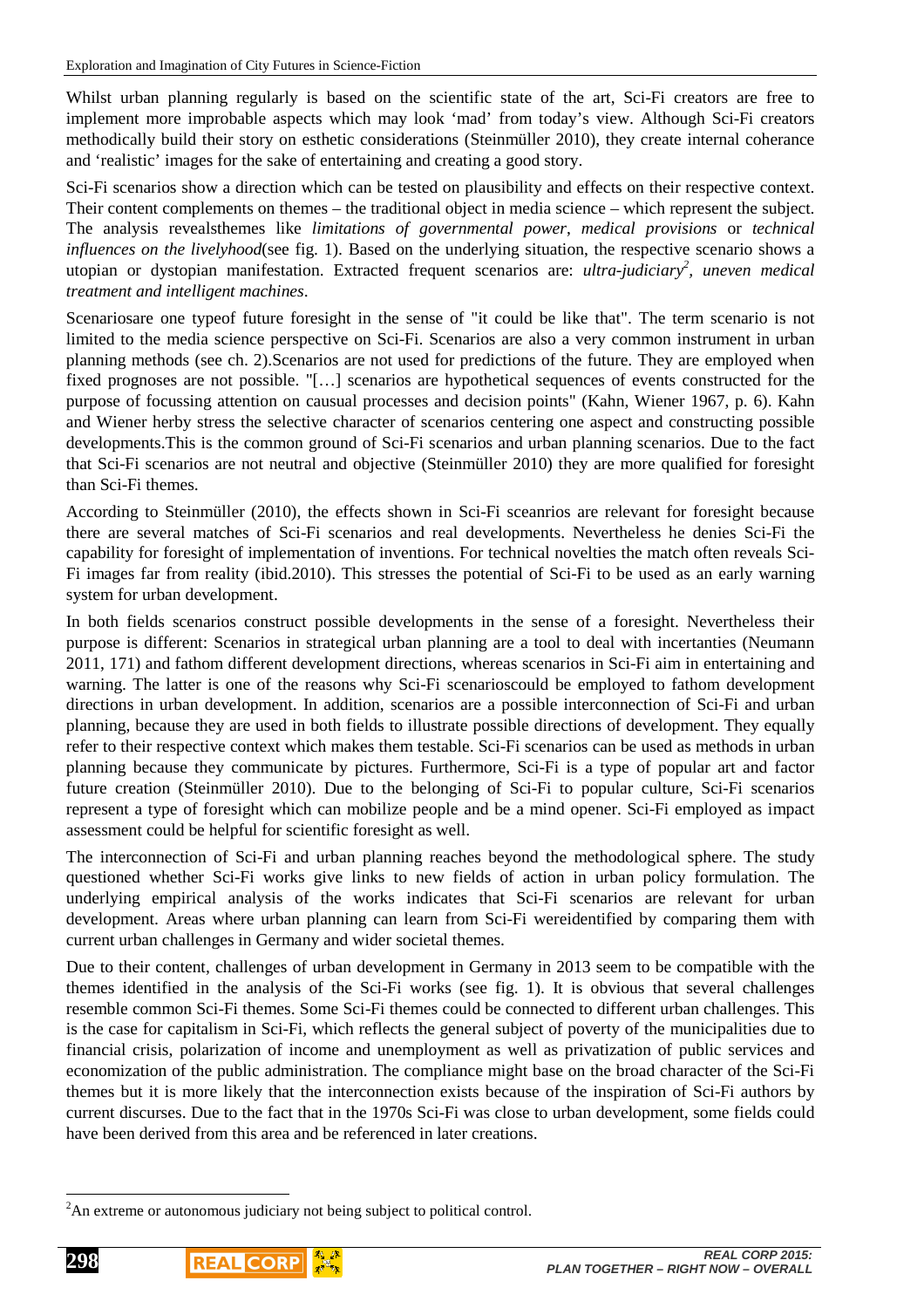Whilst urban planning regularly is based on the scientific state of the art, Sci-Fi creators are free to implement more improbable aspects which may look 'mad' from today's view. Although Sci-Fi creators methodically build their story on esthetic considerations (Steinmüller 2010), they create internal coherance and 'realistic' images for the sake of entertaining and creating a good story.

Sci-Fi scenarios show a direction which can be tested on plausibility and effects on their respective context. Their content complements on themes – the traditional object in media science – which represent the subject. The analysis revealsthemes like *limitations of governmental power*, *medical provisions* or *technical influences on the livelyhood*(see fig. 1). Based on the underlying situation, the respective scenario shows a utopian or dystopian manifestation. Extracted frequent scenarios are: *ultra-judiciary*[2], *uneven medical treatment and intelligent machines*.

Scenariosare one typeof future foresight in the sense of "it could be like that". The term scenario is not limited to the media science perspective on Sci-Fi. Scenarios are also a very common instrument in urban planning methods (see ch. 2).Scenarios are not used for predictions of the future. They are employed when fixed prognoses are not possible. "[…] scenarios are hypothetical sequences of events constructed for the purpose of focussing attention on causual processes and decision points" (Kahn, Wiener 1967, p. 6). Kahn and Wiener herby stress the selective character of scenarios centering one aspect and constructing possible developments.This is the common ground of Sci-Fi scenarios and urban planning scenarios. Due to the fact that Sci-Fi scenarios are not neutral and objective (Steinmüller 2010) they are more qualified for foresight than Sci-Fi themes.

According to Steinmüller (2010), the effects shown in Sci-Fi sceanrios are relevant for foresight because there are several matches of Sci-Fi scenarios and real developments. Nevertheless he denies Sci-Fi the capability for foresight of implementation of inventions. For technical novelties the match often reveals Sci-Fi images far from reality (ibid.2010). This stresses the potential of Sci-Fi to be used as an early warning system for urban development.

In both fields scenarios construct possible developments in the sense of a foresight. Nevertheless their purpose is different: Scenarios in strategical urban planning are a tool to deal with incertanties (Neumann 2011, 171) and fathom different development directions, whereas scenarios in Sci-Fi aim in entertaining and warning. The latter is one of the reasons why Sci-Fi scenarioscould be employed to fathom development directions in urban development. In addition, scenarios are a possible interconnection of Sci-Fi and urban planning, because they are used in both fields to illustrate possible directions of development. They equally refer to their respective context which makes them testable. Sci-Fi scenarios can be used as methods in urban planning because they communicate by pictures. Furthermore, Sci-Fi is a type of popular art and factor future creation (Steinmüller 2010). Due to the belonging of Sci-Fi to popular culture, Sci-Fi scenarios represent a type of foresight which can mobilize people and be a mind opener. Sci-Fi employed as impact assessment could be helpful for scientific foresight as well.

The interconnection of Sci-Fi and urban planning reaches beyond the methodological sphere. The study questioned whether Sci-Fi works give links to new fields of action in urban policy formulation. The underlying empirical analysis of the works indicates that Sci-Fi scenarios are relevant for urban development. Areas where urban planning can learn from Sci-Fi wereidentified by comparing them with current urban challenges in Germany and wider societal themes.

Due to their content, challenges of urban development in Germany in 2013 seem to be compatible with the themes identified in the analysis of the Sci-Fi works (see fig. 1). It is obvious that several challenges resemble common Sci-Fi themes. Some Sci-Fi themes could be connected to different urban challenges. This is the case for capitalism in Sci-Fi, which reflects the general subject of poverty of the municipalities due to financial crisis, polarization of income and unemployment as well as privatization of public services and economization of the public administration. The compliance might base on the broad character of the Sci-Fi themes but it is more likely that the interconnection exists because of the inspiration of Sci-Fi authors by current discurses. Due to the fact that in the 1970s Sci-Fi was close to urban development, some fields could have been derived from this area and be referenced in later creations.

[2] An extreme or autonomous judiciary not being subject to political control.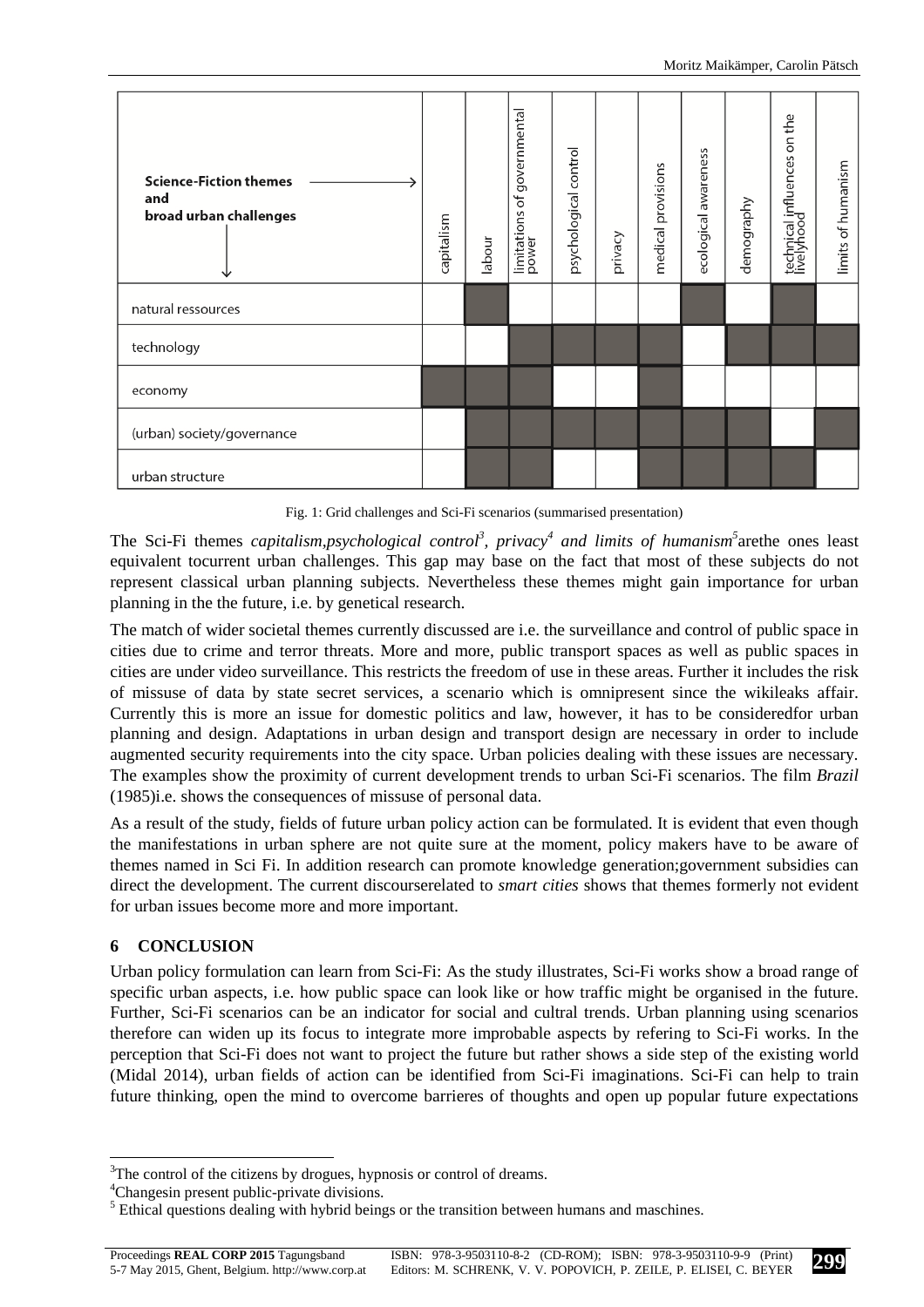| Science-Fiction themes and broad urban challenges | capitalism | labour | limitations of governmental power | psychological control | privacy | medical provisions | ecological awareness | demography | technical influences on the livelyhood | limits of humanism |
|---|---|---|---|---|---|---|---|---|---|---|
| natural ressources | | ■ | | | | | ■ | | ■ | |
| technology | | | ■ | ■ | ■ | ■ | | ■ | ■ | ■ |
| economy | ■ | ■ | ■ | | | ■ | | | | |
| (urban) society/governance | | ■ | ■ | ■ | ■ | ■ | ■ | ■ | | ■ |
| urban structure | | ■ | ■ | | | ■ | ■ | ■ | ■ | |

Fig. 1: Grid challenges and Sci-Fi scenarios (summarised presentation)

The Sci-Fi themes *capitalism*,*psychological control*[3], *privacy*[4] *and limits of humanism*[5]arethe ones least equivalent tocurrent urban challenges. This gap may base on the fact that most of these subjects do not represent classical urban planning subjects. Nevertheless these themes might gain importance for urban planning in the the future, i.e. by genetical research.

The match of wider societal themes currently discussed are i.e. the surveillance and control of public space in cities due to crime and terror threats. More and more, public transport spaces as well as public spaces in cities are under video surveillance. This restricts the freedom of use in these areas. Further it includes the risk of missuse of data by state secret services, a scenario which is omnipresent since the wikileaks affair. Currently this is more an issue for domestic politics and law, however, it has to be consideredfor urban planning and design. Adaptations in urban design and transport design are necessary in order to include augmented security requirements into the city space. Urban policies dealing with these issues are necessary. The examples show the proximity of current development trends to urban Sci-Fi scenarios. The film *Brazil* (1985)i.e. shows the consequences of missuse of personal data.

As a result of the study, fields of future urban policy action can be formulated. It is evident that even though the manifestations in urban sphere are not quite sure at the moment, policy makers have to be aware of themes named in Sci Fi. In addition research can promote knowledge generation;government subsidies can direct the development. The current discourserelated to *smart cities* shows that themes formerly not evident for urban issues become more and more important.

## 6 CONCLUSION

Urban policy formulation can learn from Sci-Fi: As the study illustrates, Sci-Fi works show a broad range of specific urban aspects, i.e. how public space can look like or how traffic might be organised in the future. Further, Sci-Fi scenarios can be an indicator for social and cultral trends. Urban planning using scenarios therefore can widen up its focus to integrate more improbable aspects by refering to Sci-Fi works. In the perception that Sci-Fi does not want to project the future but rather shows a side step of the existing world (Midal 2014), urban fields of action can be identified from Sci-Fi imaginations. Sci-Fi can help to train future thinking, open the mind to overcome barrieres of thoughts and open up popular future expectations

---

[3]The control of the citizens by drogues, hypnosis or control of dreams.

[4]Changesin present public-private divisions.

[5] Ethical questions dealing with hybrid beings or the transition between humans and maschines.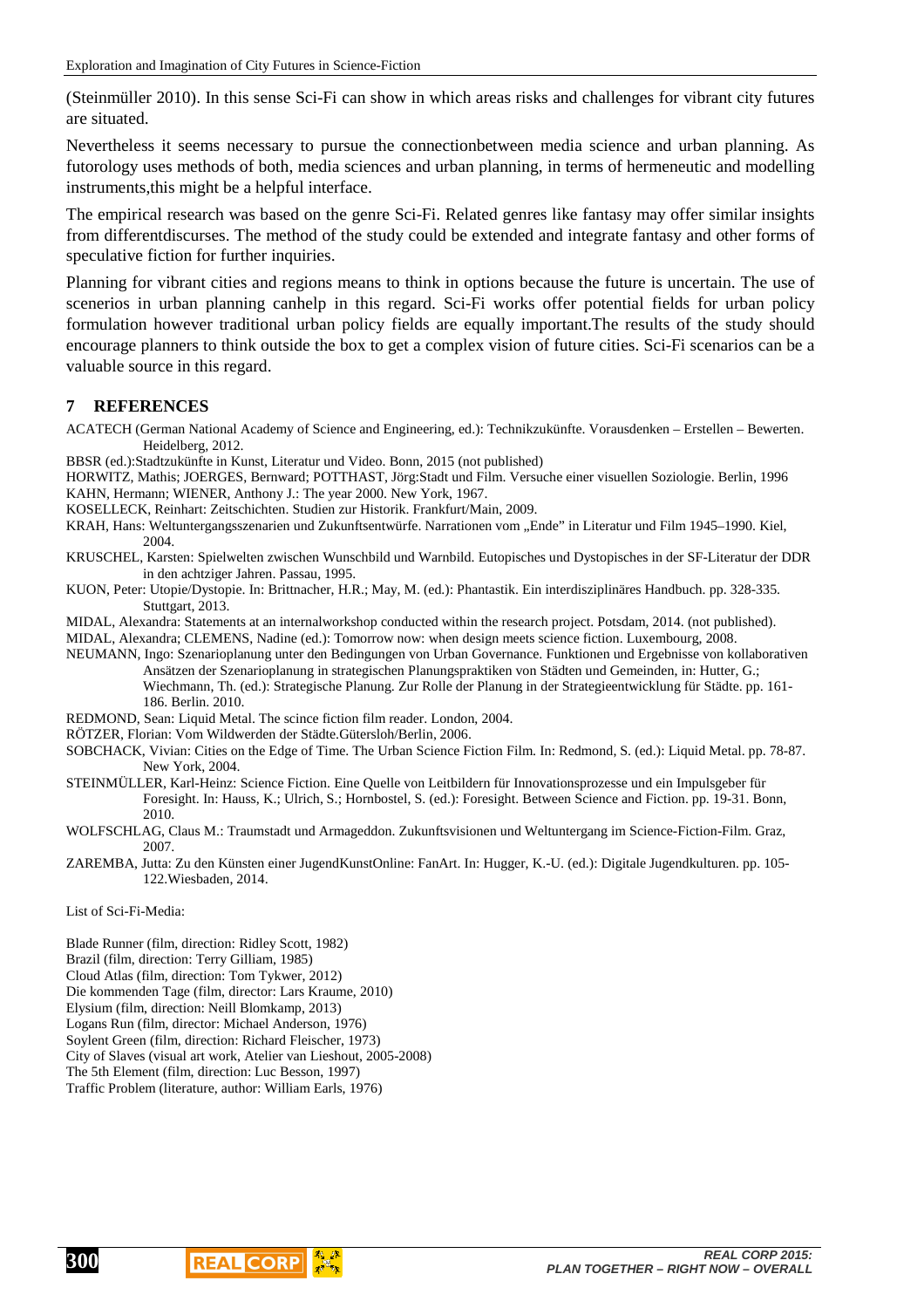(Steinmüller 2010). In this sense Sci-Fi can show in which areas risks and challenges for vibrant city futures are situated.

Nevertheless it seems necessary to pursue the connectionbetween media science and urban planning. As futorology uses methods of both, media sciences and urban planning, in terms of hermeneutic and modelling instruments,this might be a helpful interface.

The empirical research was based on the genre Sci-Fi. Related genres like fantasy may offer similar insights from differentdiscurses. The method of the study could be extended and integrate fantasy and other forms of speculative fiction for further inquiries.

Planning for vibrant cities and regions means to think in options because the future is uncertain. The use of scenerios in urban planning canhelp in this regard. Sci-Fi works offer potential fields for urban policy formulation however traditional urban policy fields are equally important.The results of the study should encourage planners to think outside the box to get a complex vision of future cities. Sci-Fi scenarios can be a valuable source in this regard.

## 7 REFERENCES

ACATECH (German National Academy of Science and Engineering, ed.): Technikzukünfte. Vorausdenken – Erstellen – Bewerten. Heidelberg, 2012.

BBSR (ed.):Stadtzukünfte in Kunst, Literatur und Video. Bonn, 2015 (not published)

HORWITZ, Mathis; JOERGES, Bernward; POTTHAST, Jörg:Stadt und Film. Versuche einer visuellen Soziologie. Berlin, 1996

KAHN, Hermann; WIENER, Anthony J.: The year 2000. New York, 1967.

KOSELLECK, Reinhart: Zeitschichten. Studien zur Historik. Frankfurt/Main, 2009.

KRAH, Hans: Weltuntergangsszenarien und Zukunftsentwürfe. Narrationen vom „Ende" in Literatur und Film 1945–1990. Kiel, 2004.

KRUSCHEL, Karsten: Spielwelten zwischen Wunschbild und Warnbild. Eutopisches und Dystopisches in der SF-Literatur der DDR in den achtziger Jahren. Passau, 1995.

KUON, Peter: Utopie/Dystopie. In: Brittnacher, H.R.; May, M. (ed.): Phantastik. Ein interdisziplinäres Handbuch. pp. 328-335. Stuttgart, 2013.

MIDAL, Alexandra: Statements at an internalworkshop conducted within the research project. Potsdam, 2014. (not published).

MIDAL, Alexandra; CLEMENS, Nadine (ed.): Tomorrow now: when design meets science fiction. Luxembourg, 2008.

NEUMANN, Ingo: Szenarioplanung unter den Bedingungen von Urban Governance. Funktionen und Ergebnisse von kollaborativen Ansätzen der Szenarioplanung in strategischen Planungspraktiken von Städten und Gemeinden, in: Hutter, G.; Wiechmann, Th. (ed.): Strategische Planung. Zur Rolle der Planung in der Strategieentwicklung für Städte. pp. 161-186. Berlin. 2010.

REDMOND, Sean: Liquid Metal. The scince fiction film reader. London, 2004.

RÖTZER, Florian: Vom Wildwerden der Städte.Gütersloh/Berlin, 2006.

SOBCHACK, Vivian: Cities on the Edge of Time. The Urban Science Fiction Film. In: Redmond, S. (ed.): Liquid Metal. pp. 78-87. New York, 2004.

STEINMÜLLER, Karl-Heinz: Science Fiction. Eine Quelle von Leitbildern für Innovationsprozesse und ein Impulsgeber für Foresight. In: Hauss, K.; Ulrich, S.; Hornbostel, S. (ed.): Foresight. Between Science and Fiction. pp. 19-31. Bonn, 2010.

WOLFSCHLAG, Claus M.: Traumstadt und Armageddon. Zukunftsvisionen und Weltuntergang im Science-Fiction-Film. Graz, 2007.

ZAREMBA, Jutta: Zu den Künsten einer JugendKunstOnline: FanArt. In: Hugger, K.-U. (ed.): Digitale Jugendkulturen. pp. 105-122.Wiesbaden, 2014.

List of Sci-Fi-Media:

Blade Runner (film, direction: Ridley Scott, 1982)
Brazil (film, direction: Terry Gilliam, 1985)
Cloud Atlas (film, direction: Tom Tykwer, 2012)
Die kommenden Tage (film, director: Lars Kraume, 2010)
Elysium (film, direction: Neill Blomkamp, 2013)
Logans Run (film, director: Michael Anderson, 1976)
Soylent Green (film, direction: Richard Fleischer, 1973)
City of Slaves (visual art work, Atelier van Lieshout, 2005-2008)
The 5th Element (film, direction: Luc Besson, 1997)
Traffic Problem (literature, author: William Earls, 1976)